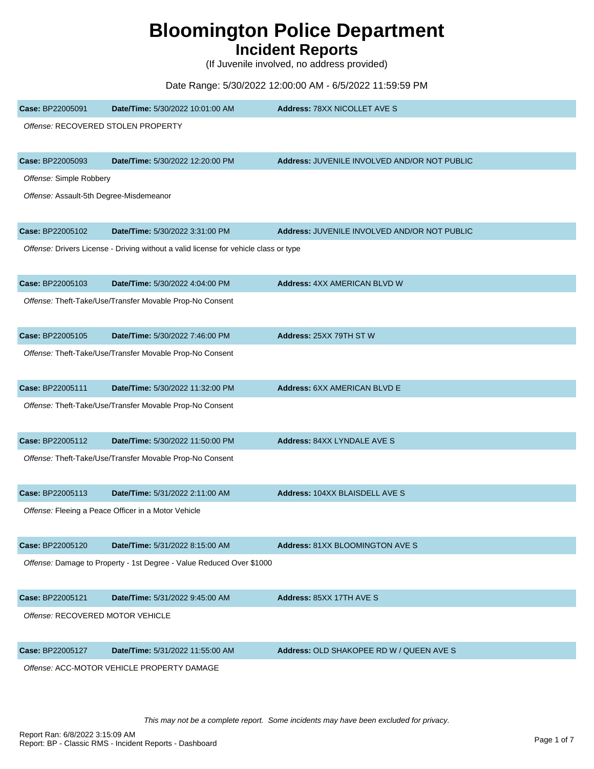# Bloomington Police Department
## Incident Reports

(If Juvenile involved, no address provided)

Date Range: 5/30/2022 12:00:00 AM - 6/5/2022 11:59:59 PM

**Case:** BP22005091 **Date/Time:** 5/30/2022 10:01:00 AM **Address:** 78XX NICOLLET AVE S

*Offense:* RECOVERED STOLEN PROPERTY

**Case:** BP22005093 **Date/Time:** 5/30/2022 12:20:00 PM **Address:** JUVENILE INVOLVED AND/OR NOT PUBLIC

*Offense:* Simple Robbery

*Offense:* Assault-5th Degree-Misdemeanor

**Case:** BP22005102 **Date/Time:** 5/30/2022 3:31:00 PM **Address:** JUVENILE INVOLVED AND/OR NOT PUBLIC

*Offense:* Drivers License - Driving without a valid license for vehicle class or type

**Case:** BP22005103 **Date/Time:** 5/30/2022 4:04:00 PM **Address:** 4XX AMERICAN BLVD W

*Offense:* Theft-Take/Use/Transfer Movable Prop-No Consent

**Case:** BP22005105 **Date/Time:** 5/30/2022 7:46:00 PM **Address:** 25XX 79TH ST W

*Offense:* Theft-Take/Use/Transfer Movable Prop-No Consent

**Case:** BP22005111 **Date/Time:** 5/30/2022 11:32:00 PM **Address:** 6XX AMERICAN BLVD E

*Offense:* Theft-Take/Use/Transfer Movable Prop-No Consent

**Case:** BP22005112 **Date/Time:** 5/30/2022 11:50:00 PM **Address:** 84XX LYNDALE AVE S

*Offense:* Theft-Take/Use/Transfer Movable Prop-No Consent

**Case:** BP22005113 **Date/Time:** 5/31/2022 2:11:00 AM **Address:** 104XX BLAISDELL AVE S

*Offense:* Fleeing a Peace Officer in a Motor Vehicle

**Case:** BP22005120 **Date/Time:** 5/31/2022 8:15:00 AM **Address:** 81XX BLOOMINGTON AVE S

*Offense:* Damage to Property - 1st Degree - Value Reduced Over $1000

**Case:** BP22005121 **Date/Time:** 5/31/2022 9:45:00 AM **Address:** 85XX 17TH AVE S

*Offense:* RECOVERED MOTOR VEHICLE

**Case:** BP22005127 **Date/Time:** 5/31/2022 11:55:00 AM **Address:** OLD SHAKOPEE RD W / QUEEN AVE S

*Offense:* ACC-MOTOR VEHICLE PROPERTY DAMAGE

*This may not be a complete report. Some incidents may have been excluded for privacy.*

Report Ran: 6/8/2022 3:15:09 AM
Report: BP - Classic RMS - Incident Reports - Dashboard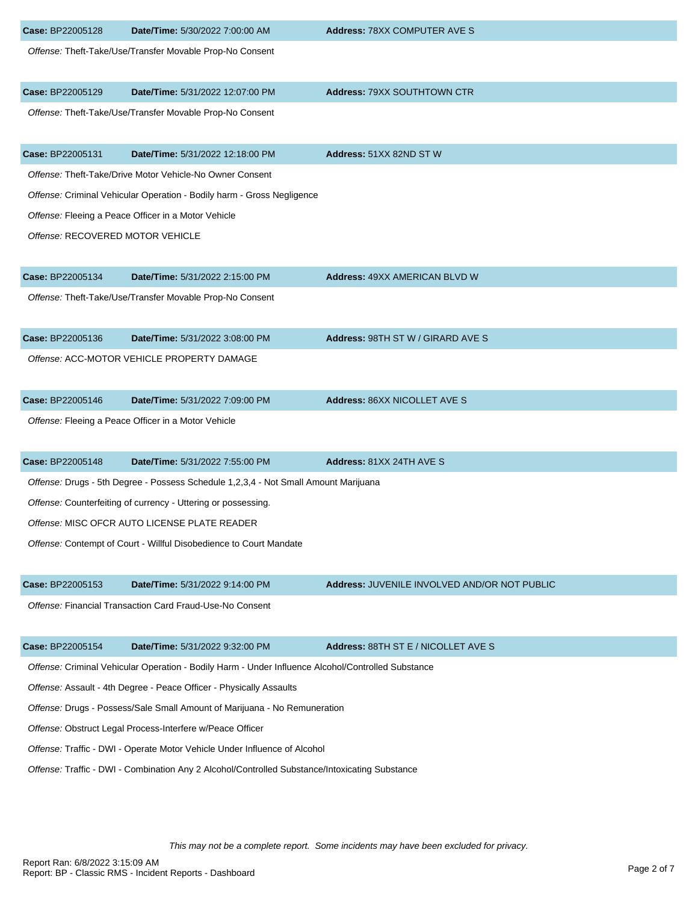**Case:** BP22005128 **Date/Time:** 5/30/2022 7:00:00 AM **Address:** 78XX COMPUTER AVE S

*Offense:* Theft-Take/Use/Transfer Movable Prop-No Consent

**Case:** BP22005129 **Date/Time:** 5/31/2022 12:07:00 PM **Address:** 79XX SOUTHTOWN CTR

*Offense:* Theft-Take/Use/Transfer Movable Prop-No Consent

**Case:** BP22005131 **Date/Time:** 5/31/2022 12:18:00 PM **Address:** 51XX 82ND ST W

*Offense:* Theft-Take/Drive Motor Vehicle-No Owner Consent

*Offense:* Criminal Vehicular Operation - Bodily harm - Gross Negligence

*Offense:* Fleeing a Peace Officer in a Motor Vehicle

*Offense:* RECOVERED MOTOR VEHICLE

**Case:** BP22005134 **Date/Time:** 5/31/2022 2:15:00 PM **Address:** 49XX AMERICAN BLVD W

*Offense:* Theft-Take/Use/Transfer Movable Prop-No Consent

**Case:** BP22005136 **Date/Time:** 5/31/2022 3:08:00 PM **Address:** 98TH ST W / GIRARD AVE S

*Offense:* ACC-MOTOR VEHICLE PROPERTY DAMAGE

**Case:** BP22005146 **Date/Time:** 5/31/2022 7:09:00 PM **Address:** 86XX NICOLLET AVE S

*Offense:* Fleeing a Peace Officer in a Motor Vehicle

**Case:** BP22005148 **Date/Time:** 5/31/2022 7:55:00 PM **Address:** 81XX 24TH AVE S

*Offense:* Drugs - 5th Degree - Possess Schedule 1,2,3,4 - Not Small Amount Marijuana

*Offense:* Counterfeiting of currency - Uttering or possessing.

*Offense:* MISC OFCR AUTO LICENSE PLATE READER

*Offense:* Contempt of Court - Willful Disobedience to Court Mandate

**Case:** BP22005153 **Date/Time:** 5/31/2022 9:14:00 PM **Address:** JUVENILE INVOLVED AND/OR NOT PUBLIC

*Offense:* Financial Transaction Card Fraud-Use-No Consent

**Case:** BP22005154 **Date/Time:** 5/31/2022 9:32:00 PM **Address:** 88TH ST E / NICOLLET AVE S

*Offense:* Criminal Vehicular Operation - Bodily Harm - Under Influence Alcohol/Controlled Substance

*Offense:* Assault - 4th Degree - Peace Officer - Physically Assaults

*Offense:* Drugs - Possess/Sale Small Amount of Marijuana - No Remuneration

*Offense:* Obstruct Legal Process-Interfere w/Peace Officer

*Offense:* Traffic - DWI - Operate Motor Vehicle Under Influence of Alcohol

*Offense:* Traffic - DWI - Combination Any 2 Alcohol/Controlled Substance/Intoxicating Substance

*This may not be a complete report. Some incidents may have been excluded for privacy.*

Report Ran: 6/8/2022 3:15:09 AM
Report: BP - Classic RMS - Incident Reports - Dashboard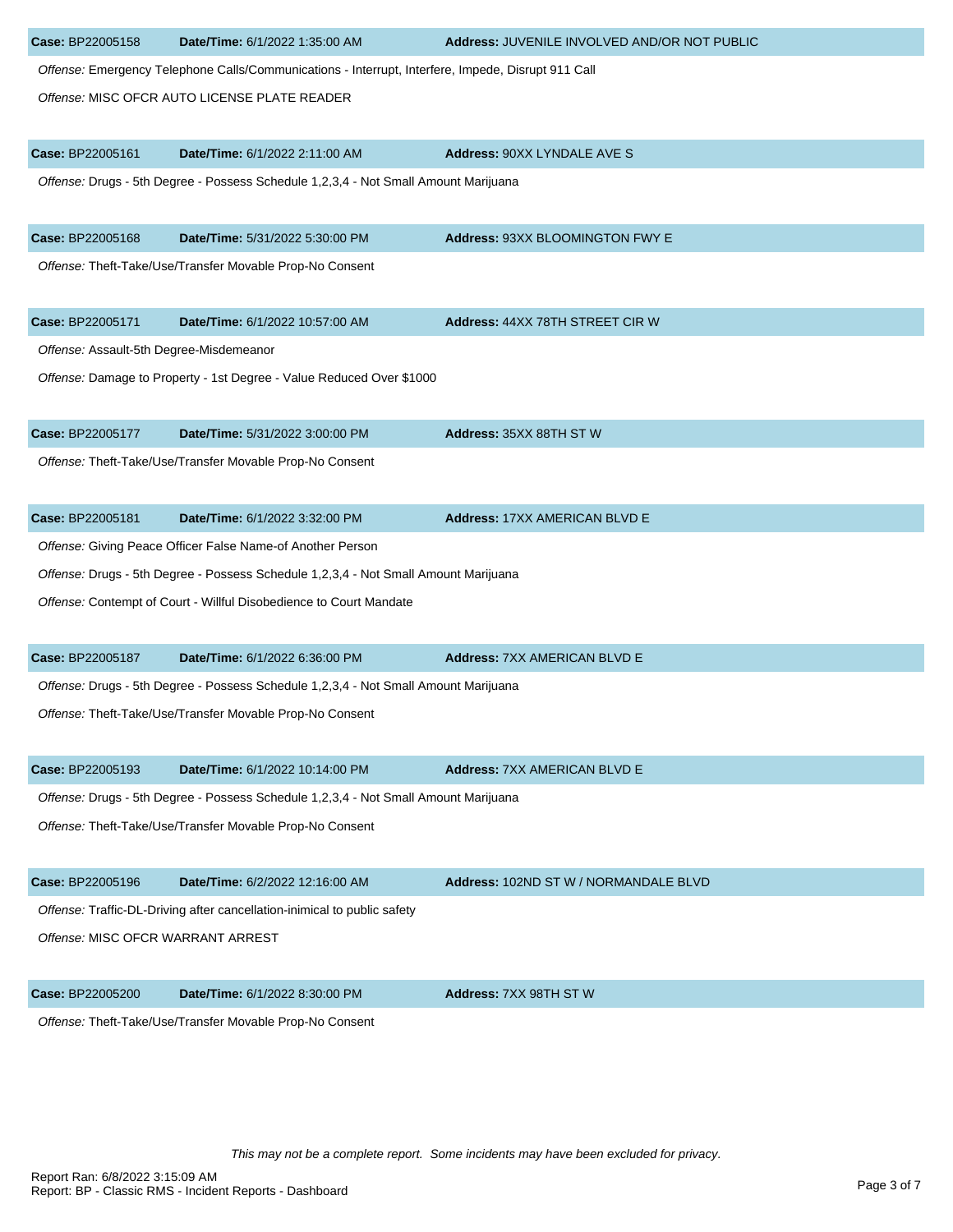**Case:** BP22005158 **Date/Time:** 6/1/2022 1:35:00 AM **Address:** JUVENILE INVOLVED AND/OR NOT PUBLIC

*Offense:* Emergency Telephone Calls/Communications - Interrupt, Interfere, Impede, Disrupt 911 Call

*Offense:* MISC OFCR AUTO LICENSE PLATE READER

**Case:** BP22005161 **Date/Time:** 6/1/2022 2:11:00 AM **Address:** 90XX LYNDALE AVE S

*Offense:* Drugs - 5th Degree - Possess Schedule 1,2,3,4 - Not Small Amount Marijuana

**Case:** BP22005168 **Date/Time:** 5/31/2022 5:30:00 PM **Address:** 93XX BLOOMINGTON FWY E

*Offense:* Theft-Take/Use/Transfer Movable Prop-No Consent

**Case:** BP22005171 **Date/Time:** 6/1/2022 10:57:00 AM **Address:** 44XX 78TH STREET CIR W

*Offense:* Assault-5th Degree-Misdemeanor

*Offense:* Damage to Property - 1st Degree - Value Reduced Over $1000

**Case:** BP22005177 **Date/Time:** 5/31/2022 3:00:00 PM **Address:** 35XX 88TH ST W

*Offense:* Theft-Take/Use/Transfer Movable Prop-No Consent

**Case:** BP22005181 **Date/Time:** 6/1/2022 3:32:00 PM **Address:** 17XX AMERICAN BLVD E

*Offense:* Giving Peace Officer False Name-of Another Person

*Offense:* Drugs - 5th Degree - Possess Schedule 1,2,3,4 - Not Small Amount Marijuana

*Offense:* Contempt of Court - Willful Disobedience to Court Mandate

**Case:** BP22005187 **Date/Time:** 6/1/2022 6:36:00 PM **Address:** 7XX AMERICAN BLVD E

*Offense:* Drugs - 5th Degree - Possess Schedule 1,2,3,4 - Not Small Amount Marijuana

*Offense:* Theft-Take/Use/Transfer Movable Prop-No Consent

**Case:** BP22005193 **Date/Time:** 6/1/2022 10:14:00 PM **Address:** 7XX AMERICAN BLVD E

*Offense:* Drugs - 5th Degree - Possess Schedule 1,2,3,4 - Not Small Amount Marijuana

*Offense:* Theft-Take/Use/Transfer Movable Prop-No Consent

**Case:** BP22005196 **Date/Time:** 6/2/2022 12:16:00 AM **Address:** 102ND ST W / NORMANDALE BLVD

*Offense:* Traffic-DL-Driving after cancellation-inimical to public safety

*Offense:* MISC OFCR WARRANT ARREST

**Case:** BP22005200 **Date/Time:** 6/1/2022 8:30:00 PM **Address:** 7XX 98TH ST W

*Offense:* Theft-Take/Use/Transfer Movable Prop-No Consent

*This may not be a complete report. Some incidents may have been excluded for privacy.*

Report Ran: 6/8/2022 3:15:09 AM
Report: BP - Classic RMS - Incident Reports - Dashboard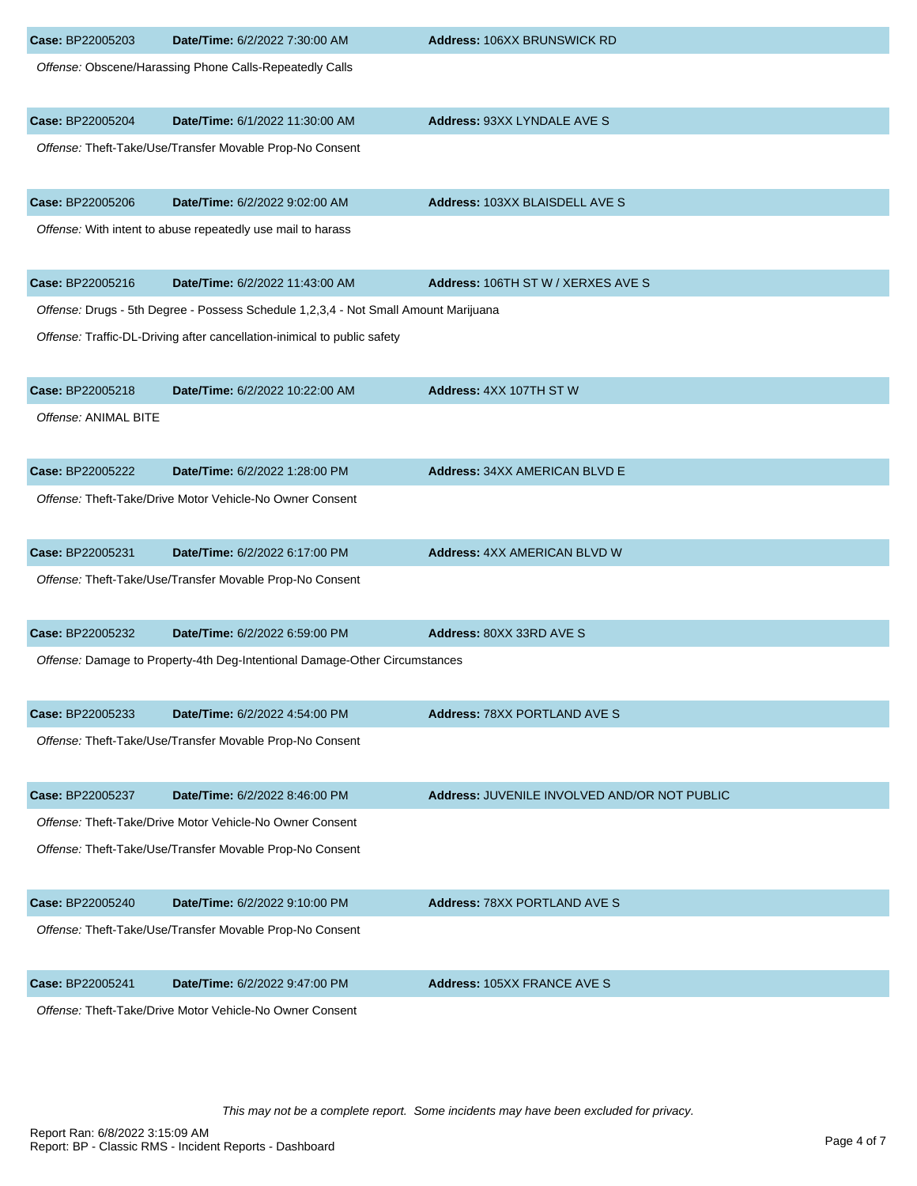**Case:** BP22005203 **Date/Time:** 6/2/2022 7:30:00 AM **Address:** 106XX BRUNSWICK RD

*Offense:* Obscene/Harassing Phone Calls-Repeatedly Calls

**Case:** BP22005204 **Date/Time:** 6/1/2022 11:30:00 AM **Address:** 93XX LYNDALE AVE S

*Offense:* Theft-Take/Use/Transfer Movable Prop-No Consent

**Case:** BP22005206 **Date/Time:** 6/2/2022 9:02:00 AM **Address:** 103XX BLAISDELL AVE S

*Offense:* With intent to abuse repeatedly use mail to harass

**Case:** BP22005216 **Date/Time:** 6/2/2022 11:43:00 AM **Address:** 106TH ST W / XERXES AVE S

*Offense:* Drugs - 5th Degree - Possess Schedule 1,2,3,4 - Not Small Amount Marijuana

*Offense:* Traffic-DL-Driving after cancellation-inimical to public safety

**Case:** BP22005218 **Date/Time:** 6/2/2022 10:22:00 AM **Address:** 4XX 107TH ST W

*Offense:* ANIMAL BITE

**Case:** BP22005222 **Date/Time:** 6/2/2022 1:28:00 PM **Address:** 34XX AMERICAN BLVD E

*Offense:* Theft-Take/Drive Motor Vehicle-No Owner Consent

**Case:** BP22005231 **Date/Time:** 6/2/2022 6:17:00 PM **Address:** 4XX AMERICAN BLVD W

*Offense:* Theft-Take/Use/Transfer Movable Prop-No Consent

**Case:** BP22005232 **Date/Time:** 6/2/2022 6:59:00 PM **Address:** 80XX 33RD AVE S

*Offense:* Damage to Property-4th Deg-Intentional Damage-Other Circumstances

**Case:** BP22005233 **Date/Time:** 6/2/2022 4:54:00 PM **Address:** 78XX PORTLAND AVE S

*Offense:* Theft-Take/Use/Transfer Movable Prop-No Consent

**Case:** BP22005237 **Date/Time:** 6/2/2022 8:46:00 PM **Address:** JUVENILE INVOLVED AND/OR NOT PUBLIC

*Offense:* Theft-Take/Drive Motor Vehicle-No Owner Consent

*Offense:* Theft-Take/Use/Transfer Movable Prop-No Consent

**Case:** BP22005240 **Date/Time:** 6/2/2022 9:10:00 PM **Address:** 78XX PORTLAND AVE S

*Offense:* Theft-Take/Use/Transfer Movable Prop-No Consent

**Case:** BP22005241 **Date/Time:** 6/2/2022 9:47:00 PM **Address:** 105XX FRANCE AVE S

*Offense:* Theft-Take/Drive Motor Vehicle-No Owner Consent

*This may not be a complete report. Some incidents may have been excluded for privacy.*

Report Ran: 6/8/2022 3:15:09 AM
Report: BP - Classic RMS - Incident Reports - Dashboard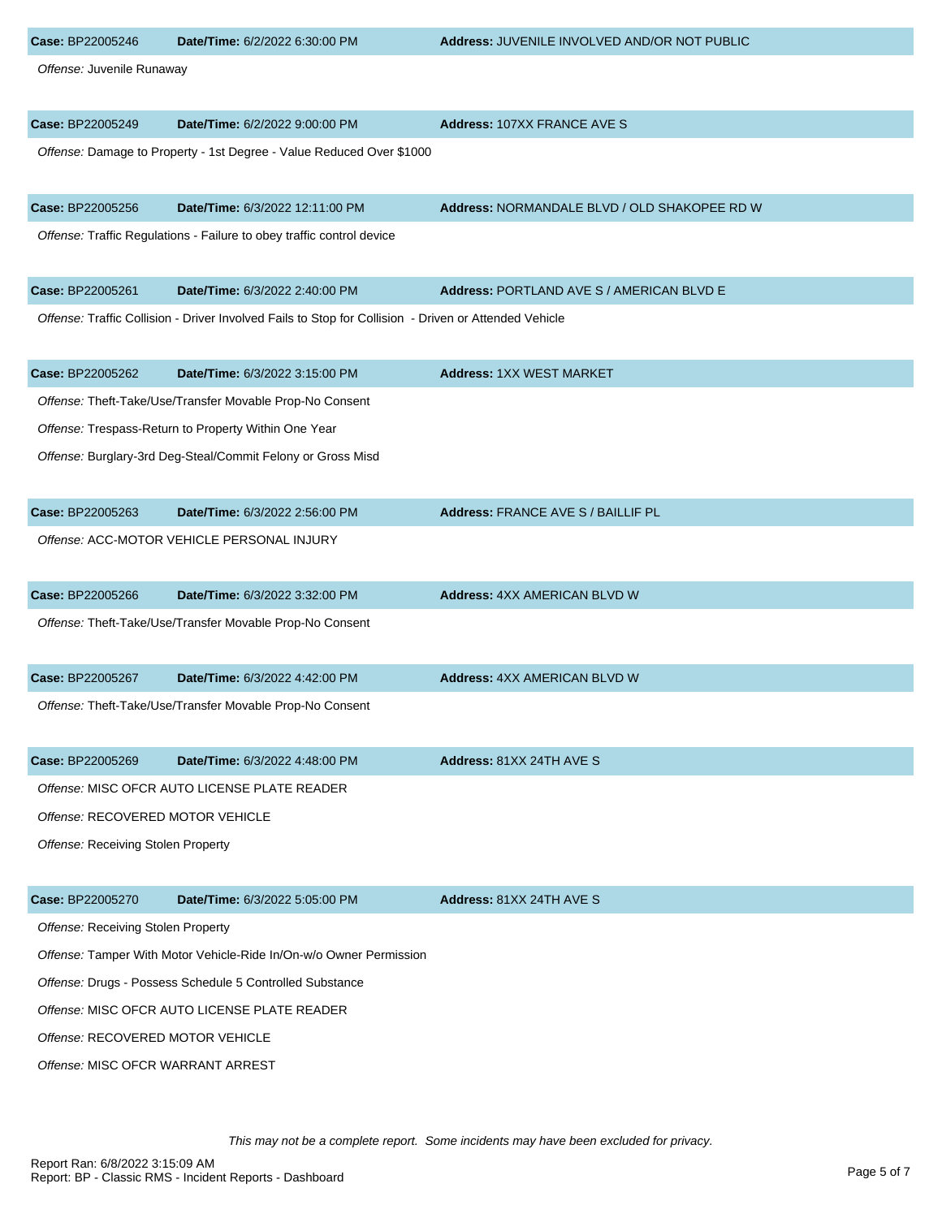**Case:** BP22005246 **Date/Time:** 6/2/2022 6:30:00 PM **Address:** JUVENILE INVOLVED AND/OR NOT PUBLIC

*Offense:* Juvenile Runaway

**Case:** BP22005249 **Date/Time:** 6/2/2022 9:00:00 PM **Address:** 107XX FRANCE AVE S

*Offense:* Damage to Property - 1st Degree - Value Reduced Over $1000

**Case:** BP22005256 **Date/Time:** 6/3/2022 12:11:00 PM **Address:** NORMANDALE BLVD / OLD SHAKOPEE RD W

*Offense:* Traffic Regulations - Failure to obey traffic control device

**Case:** BP22005261 **Date/Time:** 6/3/2022 2:40:00 PM **Address:** PORTLAND AVE S / AMERICAN BLVD E

*Offense:* Traffic Collision - Driver Involved Fails to Stop for Collision - Driven or Attended Vehicle

**Case:** BP22005262 **Date/Time:** 6/3/2022 3:15:00 PM **Address:** 1XX WEST MARKET

*Offense:* Theft-Take/Use/Transfer Movable Prop-No Consent

*Offense:* Trespass-Return to Property Within One Year

*Offense:* Burglary-3rd Deg-Steal/Commit Felony or Gross Misd

**Case:** BP22005263 **Date/Time:** 6/3/2022 2:56:00 PM **Address:** FRANCE AVE S / BAILLIF PL

*Offense:* ACC-MOTOR VEHICLE PERSONAL INJURY

**Case:** BP22005266 **Date/Time:** 6/3/2022 3:32:00 PM **Address:** 4XX AMERICAN BLVD W

*Offense:* Theft-Take/Use/Transfer Movable Prop-No Consent

**Case:** BP22005267 **Date/Time:** 6/3/2022 4:42:00 PM **Address:** 4XX AMERICAN BLVD W

*Offense:* Theft-Take/Use/Transfer Movable Prop-No Consent

**Case:** BP22005269 **Date/Time:** 6/3/2022 4:48:00 PM **Address:** 81XX 24TH AVE S

*Offense:* MISC OFCR AUTO LICENSE PLATE READER

*Offense:* RECOVERED MOTOR VEHICLE

*Offense:* Receiving Stolen Property

**Case:** BP22005270 **Date/Time:** 6/3/2022 5:05:00 PM **Address:** 81XX 24TH AVE S

*Offense:* Receiving Stolen Property

*Offense:* Tamper With Motor Vehicle-Ride In/On-w/o Owner Permission

*Offense:* Drugs - Possess Schedule 5 Controlled Substance

*Offense:* MISC OFCR AUTO LICENSE PLATE READER

*Offense:* RECOVERED MOTOR VEHICLE

*Offense:* MISC OFCR WARRANT ARREST

*This may not be a complete report. Some incidents may have been excluded for privacy.*

Report Ran: 6/8/2022 3:15:09 AM
Report: BP - Classic RMS - Incident Reports - Dashboard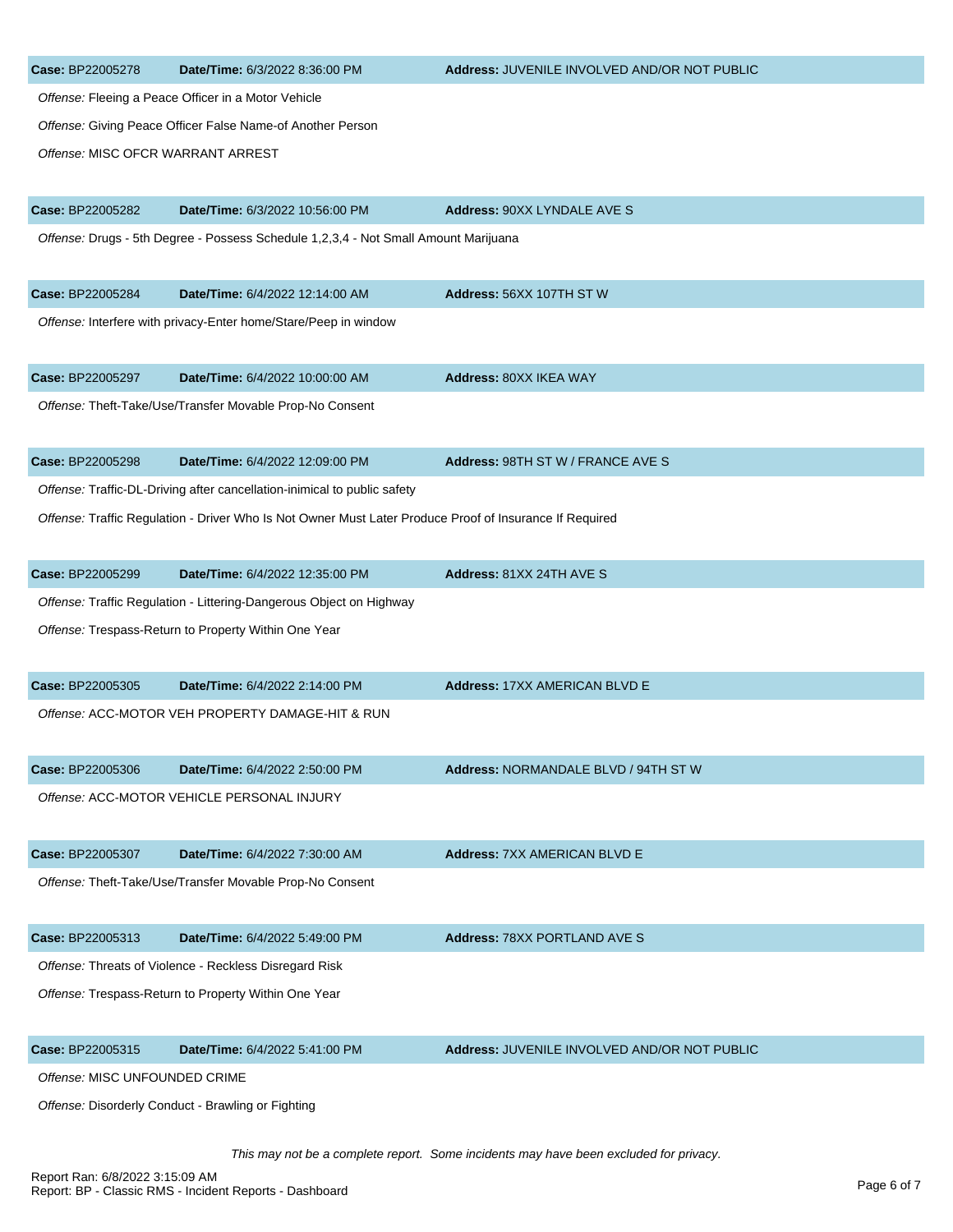**Case:** BP22005278 **Date/Time:** 6/3/2022 8:36:00 PM **Address:** JUVENILE INVOLVED AND/OR NOT PUBLIC

*Offense:* Fleeing a Peace Officer in a Motor Vehicle

*Offense:* Giving Peace Officer False Name-of Another Person

*Offense:* MISC OFCR WARRANT ARREST

**Case:** BP22005282 **Date/Time:** 6/3/2022 10:56:00 PM **Address:** 90XX LYNDALE AVE S

*Offense:* Drugs - 5th Degree - Possess Schedule 1,2,3,4 - Not Small Amount Marijuana

**Case:** BP22005284 **Date/Time:** 6/4/2022 12:14:00 AM **Address:** 56XX 107TH ST W

*Offense:* Interfere with privacy-Enter home/Stare/Peep in window

**Case:** BP22005297 **Date/Time:** 6/4/2022 10:00:00 AM **Address:** 80XX IKEA WAY

*Offense:* Theft-Take/Use/Transfer Movable Prop-No Consent

**Case:** BP22005298 **Date/Time:** 6/4/2022 12:09:00 PM **Address:** 98TH ST W / FRANCE AVE S

*Offense:* Traffic-DL-Driving after cancellation-inimical to public safety

*Offense:* Traffic Regulation - Driver Who Is Not Owner Must Later Produce Proof of Insurance If Required

**Case:** BP22005299 **Date/Time:** 6/4/2022 12:35:00 PM **Address:** 81XX 24TH AVE S

*Offense:* Traffic Regulation - Littering-Dangerous Object on Highway

*Offense:* Trespass-Return to Property Within One Year

**Case:** BP22005305 **Date/Time:** 6/4/2022 2:14:00 PM **Address:** 17XX AMERICAN BLVD E

*Offense:* ACC-MOTOR VEH PROPERTY DAMAGE-HIT & RUN

**Case:** BP22005306 **Date/Time:** 6/4/2022 2:50:00 PM **Address:** NORMANDALE BLVD / 94TH ST W

*Offense:* ACC-MOTOR VEHICLE PERSONAL INJURY

**Case:** BP22005307 **Date/Time:** 6/4/2022 7:30:00 AM **Address:** 7XX AMERICAN BLVD E

*Offense:* Theft-Take/Use/Transfer Movable Prop-No Consent

**Case:** BP22005313 **Date/Time:** 6/4/2022 5:49:00 PM **Address:** 78XX PORTLAND AVE S

*Offense:* Threats of Violence - Reckless Disregard Risk

*Offense:* Trespass-Return to Property Within One Year

**Case:** BP22005315 **Date/Time:** 6/4/2022 5:41:00 PM **Address:** JUVENILE INVOLVED AND/OR NOT PUBLIC

*Offense:* MISC UNFOUNDED CRIME

*Offense:* Disorderly Conduct - Brawling or Fighting

*This may not be a complete report. Some incidents may have been excluded for privacy.*

Report Ran: 6/8/2022 3:15:09 AM
Report: BP - Classic RMS - Incident Reports - Dashboard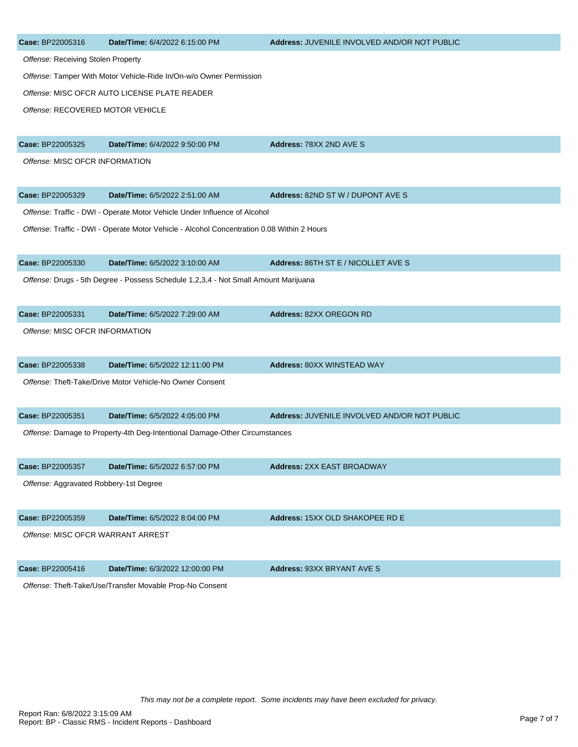**Case:** BP22005316 **Date/Time:** 6/4/2022 6:15:00 PM **Address:** JUVENILE INVOLVED AND/OR NOT PUBLIC

*Offense:* Receiving Stolen Property

*Offense:* Tamper With Motor Vehicle-Ride In/On-w/o Owner Permission

*Offense:* MISC OFCR AUTO LICENSE PLATE READER

*Offense:* RECOVERED MOTOR VEHICLE

**Case:** BP22005325 **Date/Time:** 6/4/2022 9:50:00 PM **Address:** 78XX 2ND AVE S

*Offense:* MISC OFCR INFORMATION

**Case:** BP22005329 **Date/Time:** 6/5/2022 2:51:00 AM **Address:** 82ND ST W / DUPONT AVE S

*Offense:* Traffic - DWI - Operate Motor Vehicle Under Influence of Alcohol

*Offense:* Traffic - DWI - Operate Motor Vehicle - Alcohol Concentration 0.08 Within 2 Hours

**Case:** BP22005330 **Date/Time:** 6/5/2022 3:10:00 AM **Address:** 86TH ST E / NICOLLET AVE S

*Offense:* Drugs - 5th Degree - Possess Schedule 1,2,3,4 - Not Small Amount Marijuana

**Case:** BP22005331 **Date/Time:** 6/5/2022 7:29:00 AM **Address:** 82XX OREGON RD

*Offense:* MISC OFCR INFORMATION

**Case:** BP22005338 **Date/Time:** 6/5/2022 12:11:00 PM **Address:** 80XX WINSTEAD WAY

*Offense:* Theft-Take/Drive Motor Vehicle-No Owner Consent

**Case:** BP22005351 **Date/Time:** 6/5/2022 4:05:00 PM **Address:** JUVENILE INVOLVED AND/OR NOT PUBLIC

*Offense:* Damage to Property-4th Deg-Intentional Damage-Other Circumstances

**Case:** BP22005357 **Date/Time:** 6/5/2022 6:57:00 PM **Address:** 2XX EAST BROADWAY

*Offense:* Aggravated Robbery-1st Degree

**Case:** BP22005359 **Date/Time:** 6/5/2022 8:04:00 PM **Address:** 15XX OLD SHAKOPEE RD E

*Offense:* MISC OFCR WARRANT ARREST

**Case:** BP22005416 **Date/Time:** 6/3/2022 12:00:00 PM **Address:** 93XX BRYANT AVE S

*Offense:* Theft-Take/Use/Transfer Movable Prop-No Consent

*This may not be a complete report. Some incidents may have been excluded for privacy.*

Report Ran: 6/8/2022 3:15:09 AM
Report: BP - Classic RMS - Incident Reports - Dashboard